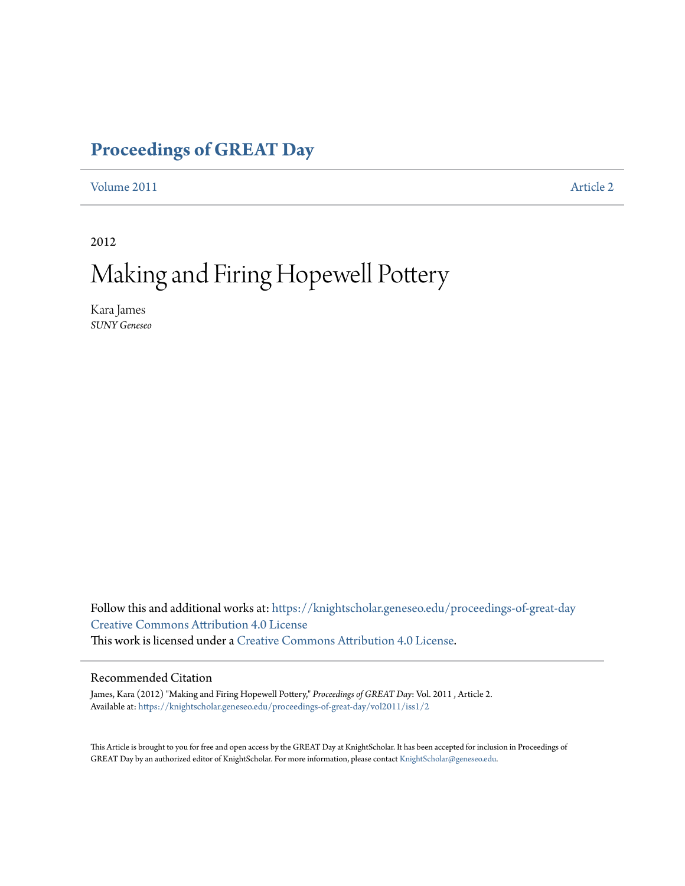# Proceedings of GREAT Day

Volume 2011 Article 2

2012

# Making and Firing Hopewell Pottery

Kara James
*SUNY Geneseo*

Follow this and additional works at: https://knightscholar.geneseo.edu/proceedings-of-great-day
Creative Commons Attribution 4.0 License
This work is licensed under a Creative Commons Attribution 4.0 License.

## Recommended Citation

James, Kara (2012) "Making and Firing Hopewell Pottery," *Proceedings of GREAT Day*: Vol. 2011 , Article 2.
Available at: https://knightscholar.geneseo.edu/proceedings-of-great-day/vol2011/iss1/2

This Article is brought to you for free and open access by the GREAT Day at KnightScholar. It has been accepted for inclusion in Proceedings of GREAT Day by an authorized editor of KnightScholar. For more information, please contact KnightScholar@geneseo.edu.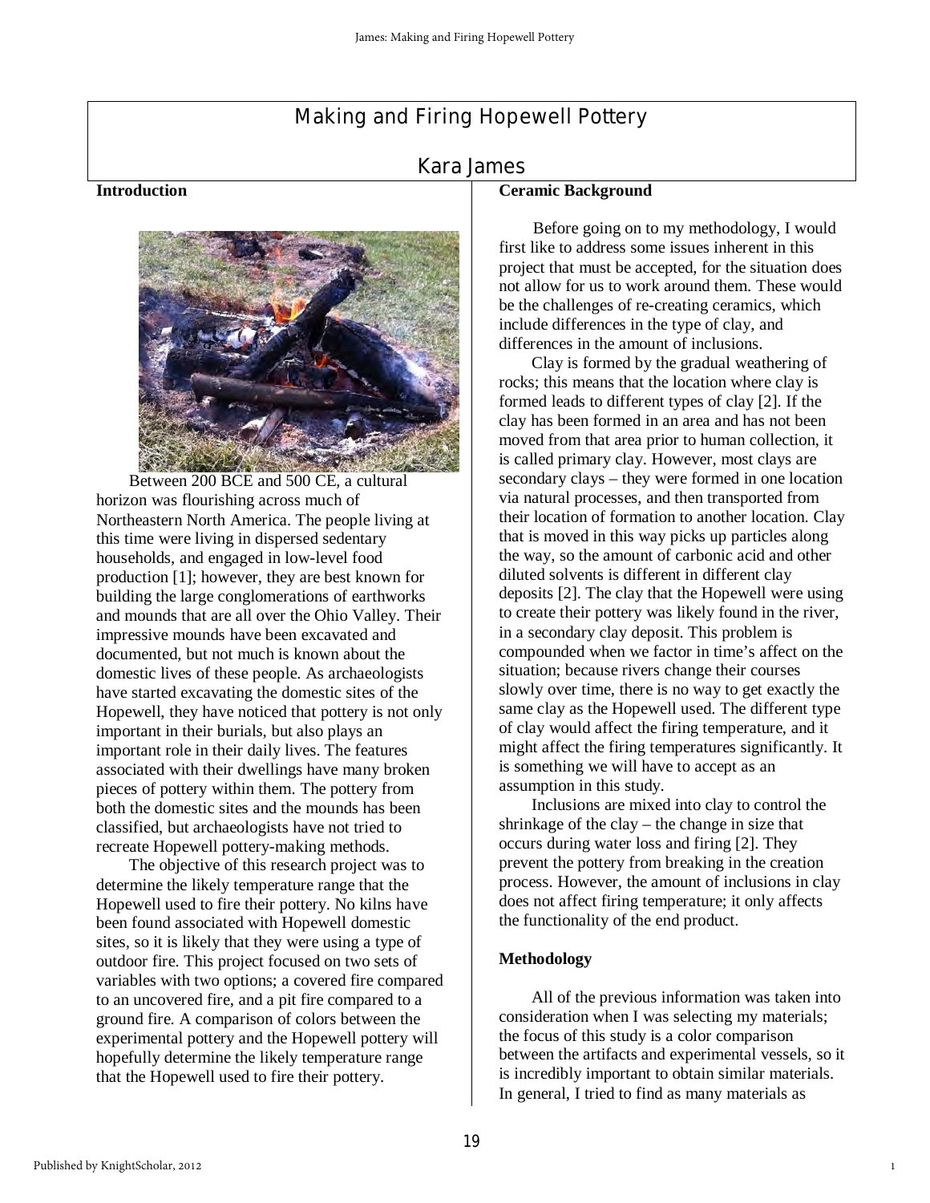# Making and Firing Hopewell Pottery

## Kara James

### Introduction

Between 200 BCE and 500 CE, a cultural horizon was flourishing across much of Northeastern North America. The people living at this time were living in dispersed sedentary households, and engaged in low-level food production [1]; however, they are best known for building the large conglomerations of earthworks and mounds that are all over the Ohio Valley. Their impressive mounds have been excavated and documented, but not much is known about the domestic lives of these people. As archaeologists have started excavating the domestic sites of the Hopewell, they have noticed that pottery is not only important in their burials, but also plays an important role in their daily lives. The features associated with their dwellings have many broken pieces of pottery within them. The pottery from both the domestic sites and the mounds has been classified, but archaeologists have not tried to recreate Hopewell pottery-making methods.

The objective of this research project was to determine the likely temperature range that the Hopewell used to fire their pottery. No kilns have been found associated with Hopewell domestic sites, so it is likely that they were using a type of outdoor fire. This project focused on two sets of variables with two options; a covered fire compared to an uncovered fire, and a pit fire compared to a ground fire. A comparison of colors between the experimental pottery and the Hopewell pottery will hopefully determine the likely temperature range that the Hopewell used to fire their pottery.

### Ceramic Background

Before going on to my methodology, I would first like to address some issues inherent in this project that must be accepted, for the situation does not allow for us to work around them. These would be the challenges of re-creating ceramics, which include differences in the type of clay, and differences in the amount of inclusions.

Clay is formed by the gradual weathering of rocks; this means that the location where clay is formed leads to different types of clay [2]. If the clay has been formed in an area and has not been moved from that area prior to human collection, it is called primary clay. However, most clays are secondary clays – they were formed in one location via natural processes, and then transported from their location of formation to another location. Clay that is moved in this way picks up particles along the way, so the amount of carbonic acid and other diluted solvents is different in different clay deposits [2]. The clay that the Hopewell were using to create their pottery was likely found in the river, in a secondary clay deposit. This problem is compounded when we factor in time's affect on the situation; because rivers change their courses slowly over time, there is no way to get exactly the same clay as the Hopewell used. The different type of clay would affect the firing temperature, and it might affect the firing temperatures significantly. It is something we will have to accept as an assumption in this study.

Inclusions are mixed into clay to control the shrinkage of the clay – the change in size that occurs during water loss and firing [2]. They prevent the pottery from breaking in the creation process. However, the amount of inclusions in clay does not affect firing temperature; it only affects the functionality of the end product.

### Methodology

All of the previous information was taken into consideration when I was selecting my materials; the focus of this study is a color comparison between the artifacts and experimental vessels, so it is incredibly important to obtain similar materials. In general, I tried to find as many materials as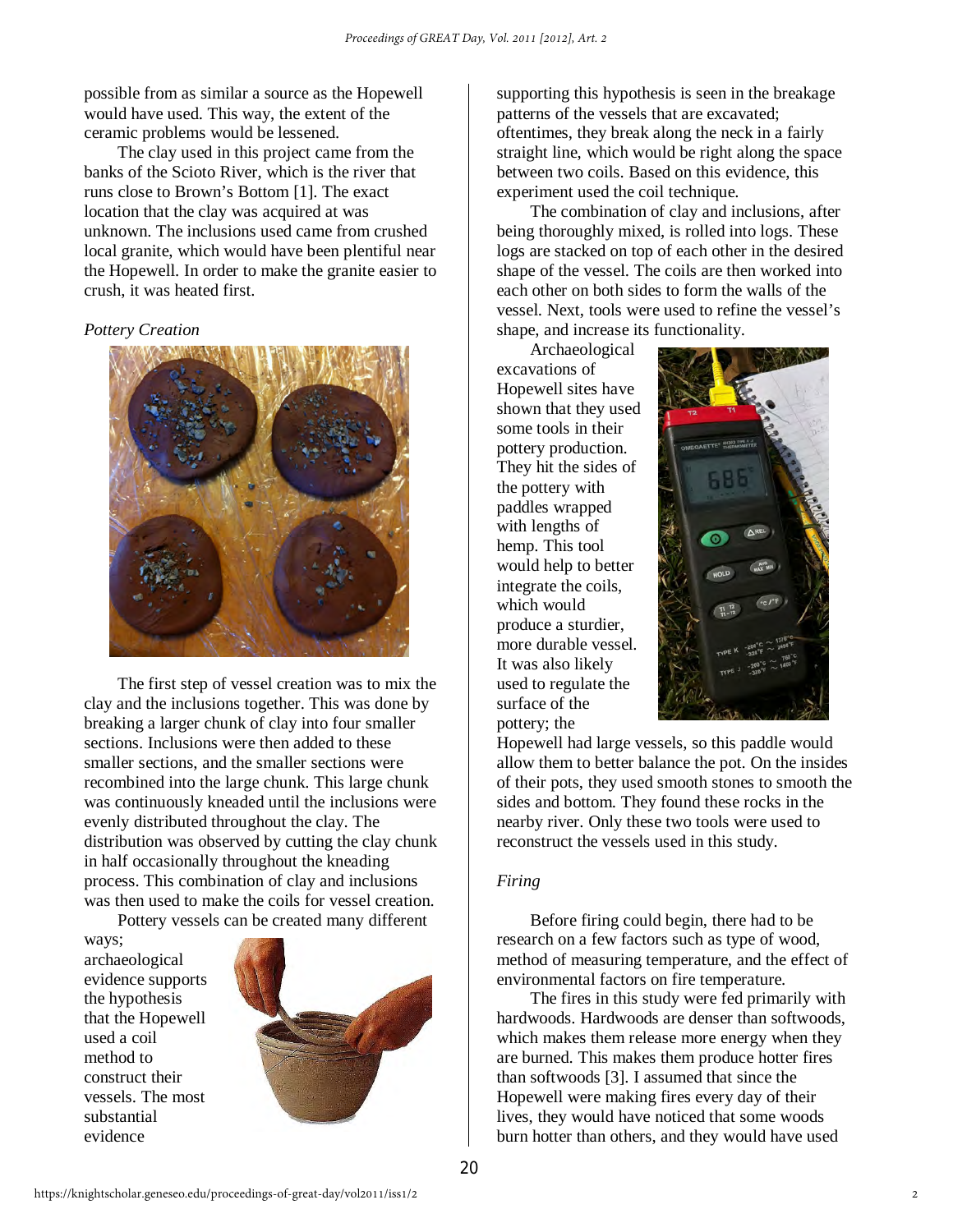possible from as similar a source as the Hopewell would have used. This way, the extent of the ceramic problems would be lessened.

The clay used in this project came from the banks of the Scioto River, which is the river that runs close to Brown's Bottom [1]. The exact location that the clay was acquired at was unknown. The inclusions used came from crushed local granite, which would have been plentiful near the Hopewell. In order to make the granite easier to crush, it was heated first.

*Pottery Creation*

The first step of vessel creation was to mix the clay and the inclusions together. This was done by breaking a larger chunk of clay into four smaller sections. Inclusions were then added to these smaller sections, and the smaller sections were recombined into the large chunk. This large chunk was continuously kneaded until the inclusions were evenly distributed throughout the clay. The distribution was observed by cutting the clay chunk in half occasionally throughout the kneading process. This combination of clay and inclusions was then used to make the coils for vessel creation.

Pottery vessels can be created many different ways; archaeological evidence supports the hypothesis that the Hopewell used a coil method to construct their vessels. The most substantial evidence supporting this hypothesis is seen in the breakage patterns of the vessels that are excavated; oftentimes, they break along the neck in a fairly straight line, which would be right along the space between two coils. Based on this evidence, this experiment used the coil technique.

The combination of clay and inclusions, after being thoroughly mixed, is rolled into logs. These logs are stacked on top of each other in the desired shape of the vessel. The coils are then worked into each other on both sides to form the walls of the vessel. Next, tools were used to refine the vessel's shape, and increase its functionality.

Archaeological excavations of Hopewell sites have shown that they used some tools in their pottery production. They hit the sides of the pottery with paddles wrapped with lengths of hemp. This tool would help to better integrate the coils, which would produce a sturdier, more durable vessel. It was also likely used to regulate the surface of the pottery; the Hopewell had large vessels, so this paddle would allow them to better balance the pot. On the insides of their pots, they used smooth stones to smooth the sides and bottom. They found these rocks in the nearby river. Only these two tools were used to reconstruct the vessels used in this study.

*Firing*

Before firing could begin, there had to be research on a few factors such as type of wood, method of measuring temperature, and the effect of environmental factors on fire temperature.

The fires in this study were fed primarily with hardwoods. Hardwoods are denser than softwoods, which makes them release more energy when they are burned. This makes them produce hotter fires than softwoods [3]. I assumed that since the Hopewell were making fires every day of their lives, they would have noticed that some woods burn hotter than others, and they would have used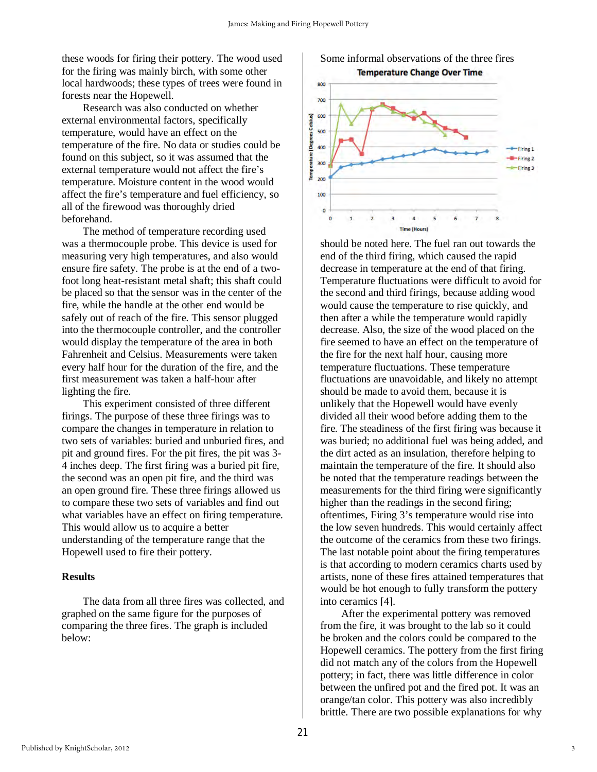these woods for firing their pottery. The wood used for the firing was mainly birch, with some other local hardwoods; these types of trees were found in forests near the Hopewell.

Research was also conducted on whether external environmental factors, specifically temperature, would have an effect on the temperature of the fire. No data or studies could be found on this subject, so it was assumed that the external temperature would not affect the fire's temperature. Moisture content in the wood would affect the fire's temperature and fuel efficiency, so all of the firewood was thoroughly dried beforehand.

The method of temperature recording used was a thermocouple probe. This device is used for measuring very high temperatures, and also would ensure fire safety. The probe is at the end of a two-foot long heat-resistant metal shaft; this shaft could be placed so that the sensor was in the center of the fire, while the handle at the other end would be safely out of reach of the fire. This sensor plugged into the thermocouple controller, and the controller would display the temperature of the area in both Fahrenheit and Celsius. Measurements were taken every half hour for the duration of the fire, and the first measurement was taken a half-hour after lighting the fire.

This experiment consisted of three different firings. The purpose of these three firings was to compare the changes in temperature in relation to two sets of variables: buried and unburied fires, and pit and ground fires. For the pit fires, the pit was 3-4 inches deep. The first firing was a buried pit fire, the second was an open pit fire, and the third was an open ground fire. These three firings allowed us to compare these two sets of variables and find out what variables have an effect on firing temperature. This would allow us to acquire a better understanding of the temperature range that the Hopewell used to fire their pottery.

## Results

The data from all three fires was collected, and graphed on the same figure for the purposes of comparing the three fires. The graph is included below:

Some informal observations of the three fires should be noted here. The fuel ran out towards the end of the third firing, which caused the rapid decrease in temperature at the end of that firing. Temperature fluctuations were difficult to avoid for the second and third firings, because adding wood would cause the temperature to rise quickly, and then after a while the temperature would rapidly decrease. Also, the size of the wood placed on the fire seemed to have an effect on the temperature of the fire for the next half hour, causing more temperature fluctuations. These temperature fluctuations are unavoidable, and likely no attempt should be made to avoid them, because it is unlikely that the Hopewell would have evenly divided all their wood before adding them to the fire. The steadiness of the first firing was because it was buried; no additional fuel was being added, and the dirt acted as an insulation, therefore helping to maintain the temperature of the fire. It should also be noted that the temperature readings between the measurements for the third firing were significantly higher than the readings in the second firing; oftentimes, Firing 3's temperature would rise into the low seven hundreds. This would certainly affect the outcome of the ceramics from these two firings. The last notable point about the firing temperatures is that according to modern ceramics charts used by artists, none of these fires attained temperatures that would be hot enough to fully transform the pottery into ceramics [4].

After the experimental pottery was removed from the fire, it was brought to the lab so it could be broken and the colors could be compared to the Hopewell ceramics. The pottery from the first firing did not match any of the colors from the Hopewell pottery; in fact, there was little difference in color between the unfired pot and the fired pot. It was an orange/tan color. This pottery was also incredibly brittle. There are two possible explanations for why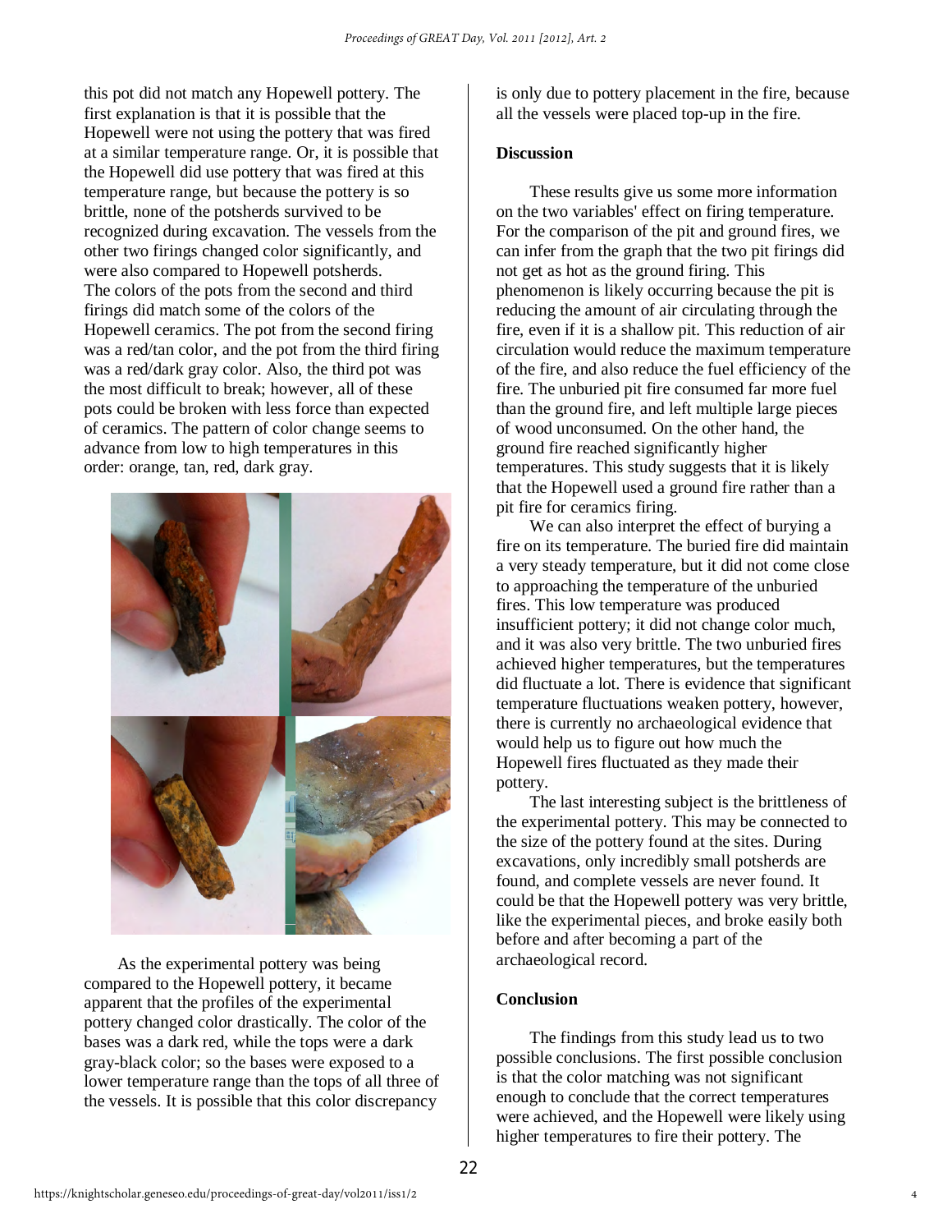this pot did not match any Hopewell pottery. The first explanation is that it is possible that the Hopewell were not using the pottery that was fired at a similar temperature range. Or, it is possible that the Hopewell did use pottery that was fired at this temperature range, but because the pottery is so brittle, none of the potsherds survived to be recognized during excavation. The vessels from the other two firings changed color significantly, and were also compared to Hopewell potsherds. The colors of the pots from the second and third firings did match some of the colors of the Hopewell ceramics. The pot from the second firing was a red/tan color, and the pot from the third firing was a red/dark gray color. Also, the third pot was the most difficult to break; however, all of these pots could be broken with less force than expected of ceramics. The pattern of color change seems to advance from low to high temperatures in this order: orange, tan, red, dark gray.

As the experimental pottery was being compared to the Hopewell pottery, it became apparent that the profiles of the experimental pottery changed color drastically. The color of the bases was a dark red, while the tops were a dark gray-black color; so the bases were exposed to a lower temperature range than the tops of all three of the vessels. It is possible that this color discrepancy is only due to pottery placement in the fire, because all the vessels were placed top-up in the fire.

## Discussion

These results give us some more information on the two variables' effect on firing temperature. For the comparison of the pit and ground fires, we can infer from the graph that the two pit firings did not get as hot as the ground firing. This phenomenon is likely occurring because the pit is reducing the amount of air circulating through the fire, even if it is a shallow pit. This reduction of air circulation would reduce the maximum temperature of the fire, and also reduce the fuel efficiency of the fire. The unburied pit fire consumed far more fuel than the ground fire, and left multiple large pieces of wood unconsumed. On the other hand, the ground fire reached significantly higher temperatures. This study suggests that it is likely that the Hopewell used a ground fire rather than a pit fire for ceramics firing.

We can also interpret the effect of burying a fire on its temperature. The buried fire did maintain a very steady temperature, but it did not come close to approaching the temperature of the unburied fires. This low temperature was produced insufficient pottery; it did not change color much, and it was also very brittle. The two unburied fires achieved higher temperatures, but the temperatures did fluctuate a lot. There is evidence that significant temperature fluctuations weaken pottery, however, there is currently no archaeological evidence that would help us to figure out how much the Hopewell fires fluctuated as they made their pottery.

The last interesting subject is the brittleness of the experimental pottery. This may be connected to the size of the pottery found at the sites. During excavations, only incredibly small potsherds are found, and complete vessels are never found. It could be that the Hopewell pottery was very brittle, like the experimental pieces, and broke easily both before and after becoming a part of the archaeological record.

## Conclusion

The findings from this study lead us to two possible conclusions. The first possible conclusion is that the color matching was not significant enough to conclude that the correct temperatures were achieved, and the Hopewell were likely using higher temperatures to fire their pottery. The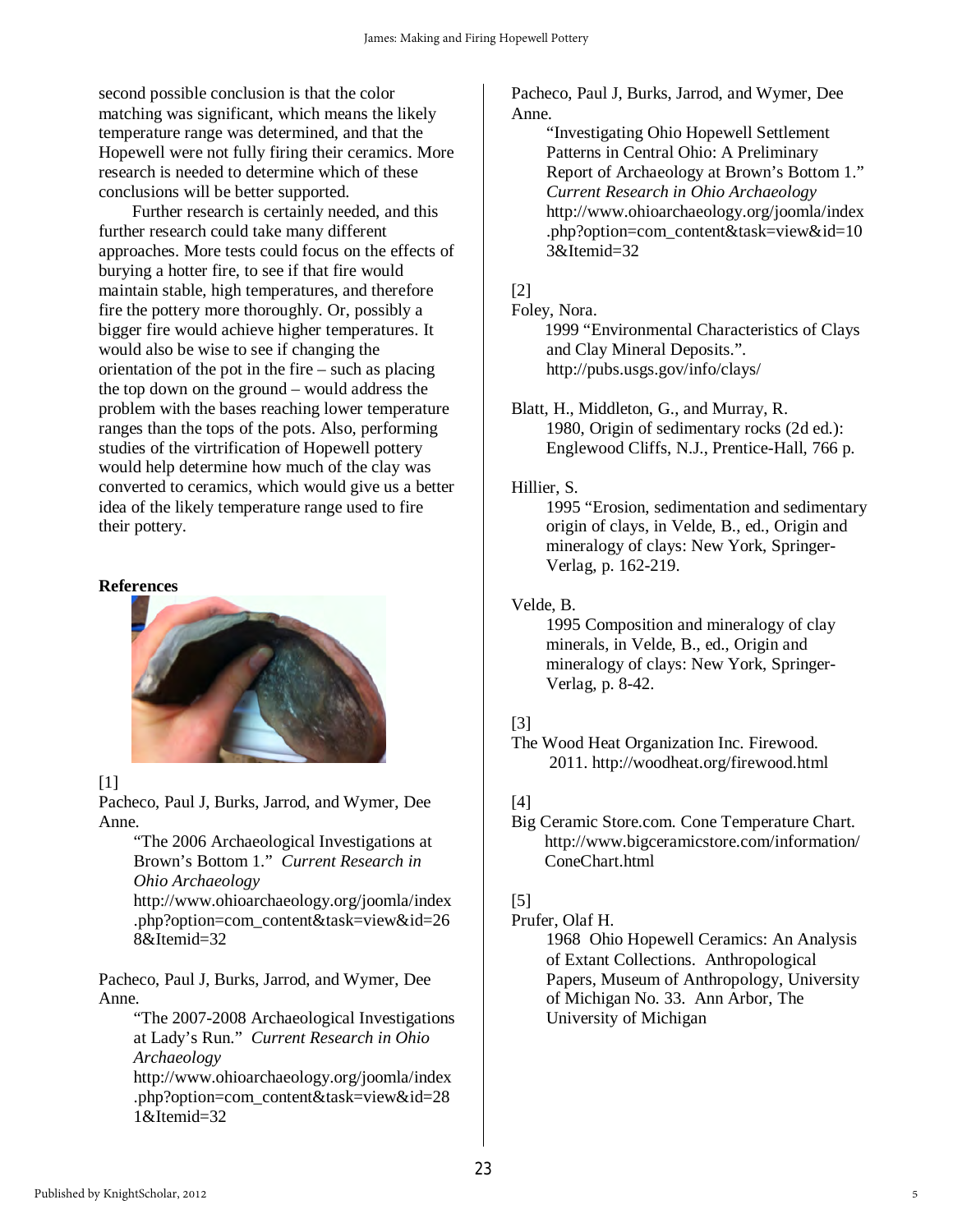second possible conclusion is that the color matching was significant, which means the likely temperature range was determined, and that the Hopewell were not fully firing their ceramics. More research is needed to determine which of these conclusions will be better supported.

Further research is certainly needed, and this further research could take many different approaches. More tests could focus on the effects of burying a hotter fire, to see if that fire would maintain stable, high temperatures, and therefore fire the pottery more thoroughly. Or, possibly a bigger fire would achieve higher temperatures. It would also be wise to see if changing the orientation of the pot in the fire – such as placing the top down on the ground – would address the problem with the bases reaching lower temperature ranges than the tops of the pots. Also, performing studies of the virtrification of Hopewell pottery would help determine how much of the clay was converted to ceramics, which would give us a better idea of the likely temperature range used to fire their pottery.

**References**

[1]
Pacheco, Paul J, Burks, Jarrod, and Wymer, Dee Anne.
"The 2006 Archaeological Investigations at Brown's Bottom 1." *Current Research in Ohio Archaeology*
http://www.ohioarchaeology.org/joomla/index.php?option=com_content&task=view&id=268&Itemid=32

Pacheco, Paul J, Burks, Jarrod, and Wymer, Dee Anne.
"The 2007-2008 Archaeological Investigations at Lady's Run." *Current Research in Ohio Archaeology*
http://www.ohioarchaeology.org/joomla/index.php?option=com_content&task=view&id=281&Itemid=32

Pacheco, Paul J, Burks, Jarrod, and Wymer, Dee Anne.
"Investigating Ohio Hopewell Settlement Patterns in Central Ohio: A Preliminary Report of Archaeology at Brown's Bottom 1." *Current Research in Ohio Archaeology*
http://www.ohioarchaeology.org/joomla/index.php?option=com_content&task=view&id=103&Itemid=32

[2]
Foley, Nora.
1999 "Environmental Characteristics of Clays and Clay Mineral Deposits.". http://pubs.usgs.gov/info/clays/

Blatt, H., Middleton, G., and Murray, R.
1980, Origin of sedimentary rocks (2d ed.): Englewood Cliffs, N.J., Prentice-Hall, 766 p.

Hillier, S.
1995 "Erosion, sedimentation and sedimentary origin of clays, in Velde, B., ed., Origin and mineralogy of clays: New York, Springer-Verlag, p. 162-219.

Velde, B.
1995 Composition and mineralogy of clay minerals, in Velde, B., ed., Origin and mineralogy of clays: New York, Springer-Verlag, p. 8-42.

[3]
The Wood Heat Organization Inc. Firewood. 2011. http://woodheat.org/firewood.html

[4]
Big Ceramic Store.com. Cone Temperature Chart. http://www.bigceramicstore.com/information/ConeChart.html

[5]
Prufer, Olaf H.
1968 Ohio Hopewell Ceramics: An Analysis of Extant Collections. Anthropological Papers, Museum of Anthropology, University of Michigan No. 33. Ann Arbor, The University of Michigan